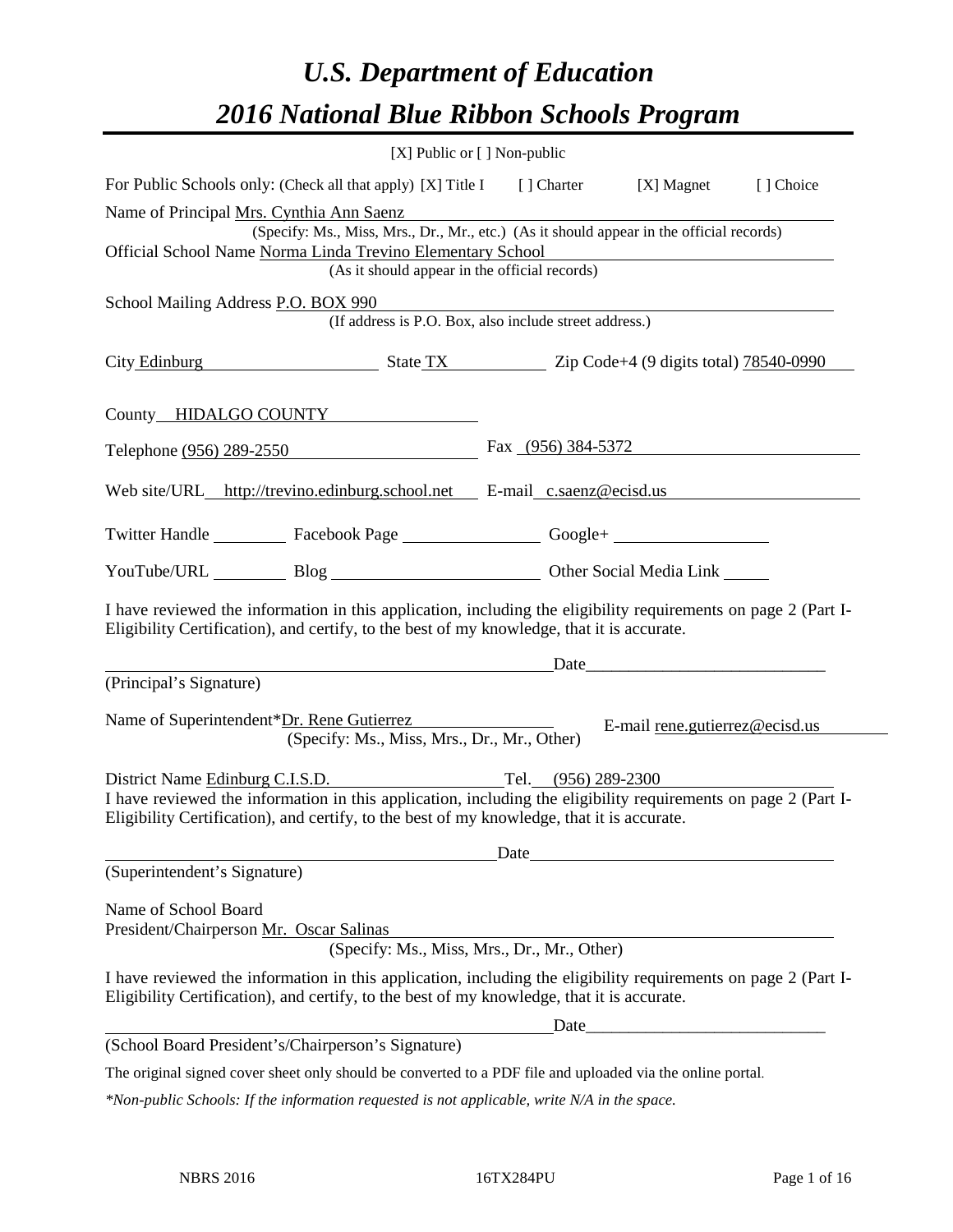# *U.S. Department of Education*

# *2016 National Blue Ribbon Schools Program*

[X] Public or [ ] Non-public

For Public Schools only: (Check all that apply) [X] Title I [ ] Charter [X] Magnet [ ] Choice

Name of Principal Mrs. Cynthia Ann Saenz
(Specify: Ms., Miss, Mrs., Dr., Mr., etc.) (As it should appear in the official records)

Official School Name Norma Linda Trevino Elementary School
(As it should appear in the official records)

School Mailing Address P.O. BOX 990
(If address is P.O. Box, also include street address.)

City Edinburg State TX Zip Code+4 (9 digits total) 78540-0990

County HIDALGO COUNTY

Telephone (956) 289-2550 Fax (956) 384-5372

Web site/URL http://trevino.edinburg.school.net E-mail c.saenz@ecisd.us

Twitter Handle ________ Facebook Page ________ Google+ ________

YouTube/URL ________ Blog ________ Other Social Media Link ________

I have reviewed the information in this application, including the eligibility requirements on page 2 (Part I-Eligibility Certification), and certify, to the best of my knowledge, that it is accurate.

_______________________________________ Date____________________

(Principal's Signature)

Name of Superintendent*Dr. Rene Gutierrez E-mail rene.gutierrez@ecisd.us
(Specify: Ms., Miss, Mrs., Dr., Mr., Other)

District Name Edinburg C.I.S.D. Tel. (956) 289-2300

I have reviewed the information in this application, including the eligibility requirements on page 2 (Part I-Eligibility Certification), and certify, to the best of my knowledge, that it is accurate.

_______________________________________ Date____________________

(Superintendent's Signature)

Name of School Board
President/Chairperson Mr. Oscar Salinas
(Specify: Ms., Miss, Mrs., Dr., Mr., Other)

I have reviewed the information in this application, including the eligibility requirements on page 2 (Part I-Eligibility Certification), and certify, to the best of my knowledge, that it is accurate.

_______________________________________ Date____________________

(School Board President's/Chairperson's Signature)

The original signed cover sheet only should be converted to a PDF file and uploaded via the online portal.

*\*Non-public Schools: If the information requested is not applicable, write N/A in the space.*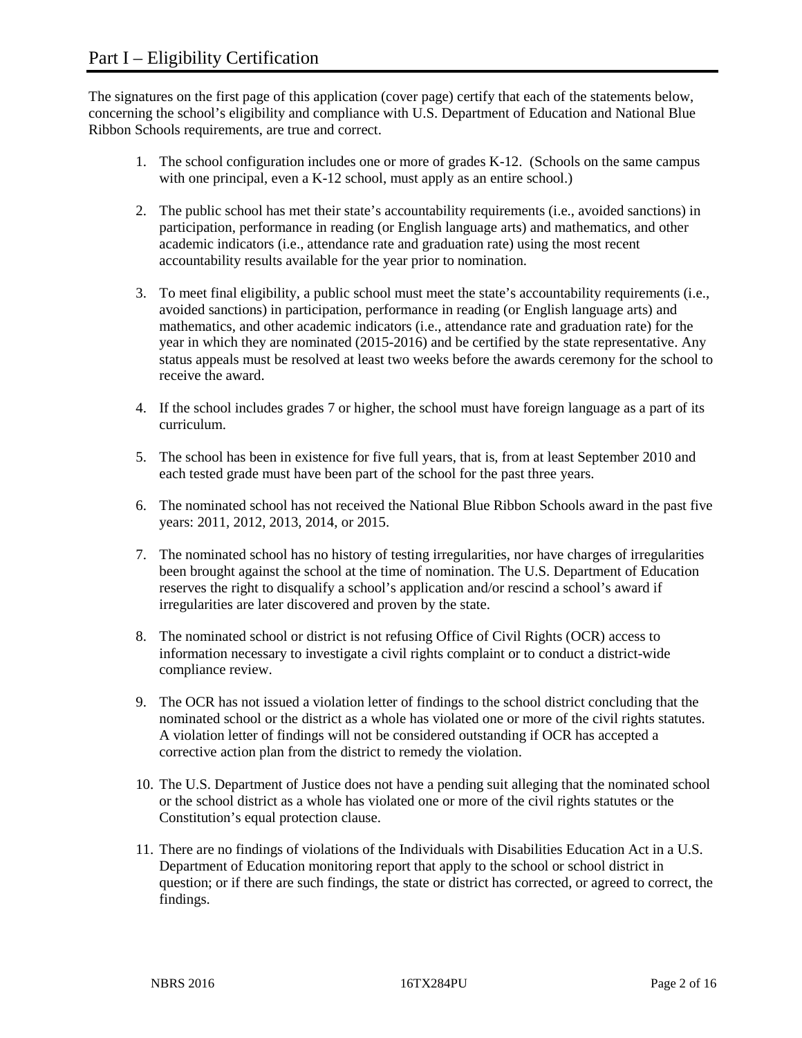# Part I – Eligibility Certification

The signatures on the first page of this application (cover page) certify that each of the statements below, concerning the school's eligibility and compliance with U.S. Department of Education and National Blue Ribbon Schools requirements, are true and correct.

1. The school configuration includes one or more of grades K-12. (Schools on the same campus with one principal, even a K-12 school, must apply as an entire school.)

2. The public school has met their state's accountability requirements (i.e., avoided sanctions) in participation, performance in reading (or English language arts) and mathematics, and other academic indicators (i.e., attendance rate and graduation rate) using the most recent accountability results available for the year prior to nomination.

3. To meet final eligibility, a public school must meet the state's accountability requirements (i.e., avoided sanctions) in participation, performance in reading (or English language arts) and mathematics, and other academic indicators (i.e., attendance rate and graduation rate) for the year in which they are nominated (2015-2016) and be certified by the state representative. Any status appeals must be resolved at least two weeks before the awards ceremony for the school to receive the award.

4. If the school includes grades 7 or higher, the school must have foreign language as a part of its curriculum.

5. The school has been in existence for five full years, that is, from at least September 2010 and each tested grade must have been part of the school for the past three years.

6. The nominated school has not received the National Blue Ribbon Schools award in the past five years: 2011, 2012, 2013, 2014, or 2015.

7. The nominated school has no history of testing irregularities, nor have charges of irregularities been brought against the school at the time of nomination. The U.S. Department of Education reserves the right to disqualify a school's application and/or rescind a school's award if irregularities are later discovered and proven by the state.

8. The nominated school or district is not refusing Office of Civil Rights (OCR) access to information necessary to investigate a civil rights complaint or to conduct a district-wide compliance review.

9. The OCR has not issued a violation letter of findings to the school district concluding that the nominated school or the district as a whole has violated one or more of the civil rights statutes. A violation letter of findings will not be considered outstanding if OCR has accepted a corrective action plan from the district to remedy the violation.

10. The U.S. Department of Justice does not have a pending suit alleging that the nominated school or the school district as a whole has violated one or more of the civil rights statutes or the Constitution's equal protection clause.

11. There are no findings of violations of the Individuals with Disabilities Education Act in a U.S. Department of Education monitoring report that apply to the school or school district in question; or if there are such findings, the state or district has corrected, or agreed to correct, the findings.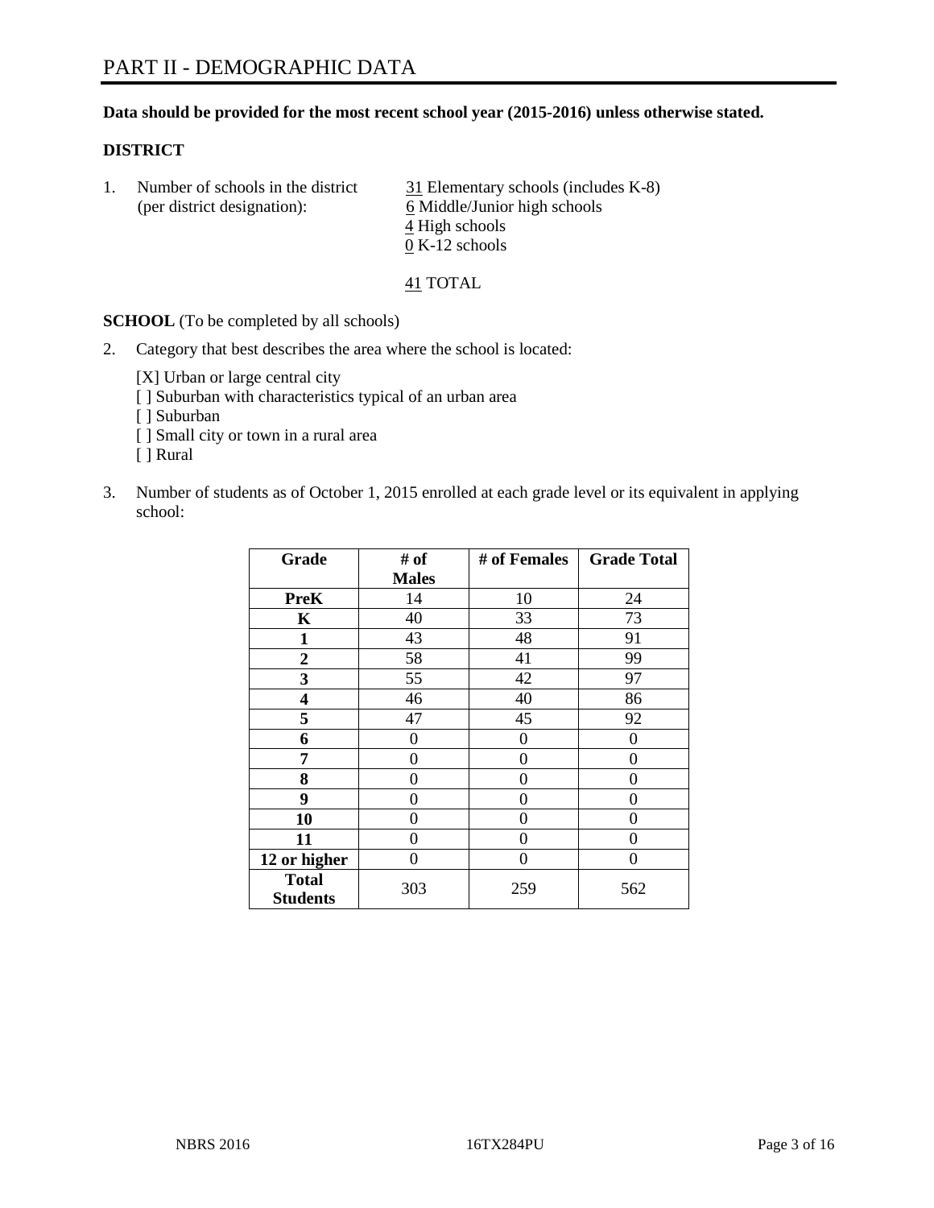# PART II - DEMOGRAPHIC DATA

**Data should be provided for the most recent school year (2015-2016) unless otherwise stated.**

**DISTRICT**

1. Number of schools in the district (per district designation):
   31 Elementary schools (includes K-8)
   6 Middle/Junior high schools
   4 High schools
   0 K-12 schools

   41 TOTAL

**SCHOOL** (To be completed by all schools)

2. Category that best describes the area where the school is located:

   [X] Urban or large central city
   [ ] Suburban with characteristics typical of an urban area
   [ ] Suburban
   [ ] Small city or town in a rural area
   [ ] Rural

3. Number of students as of October 1, 2015 enrolled at each grade level or its equivalent in applying school:

| Grade | # of Males | # of Females | Grade Total |
|---|---|---|---|
| **PreK** | 14 | 10 | 24 |
| **K** | 40 | 33 | 73 |
| **1** | 43 | 48 | 91 |
| **2** | 58 | 41 | 99 |
| **3** | 55 | 42 | 97 |
| **4** | 46 | 40 | 86 |
| **5** | 47 | 45 | 92 |
| **6** | 0 | 0 | 0 |
| **7** | 0 | 0 | 0 |
| **8** | 0 | 0 | 0 |
| **9** | 0 | 0 | 0 |
| **10** | 0 | 0 | 0 |
| **11** | 0 | 0 | 0 |
| **12 or higher** | 0 | 0 | 0 |
| **Total Students** | 303 | 259 | 562 |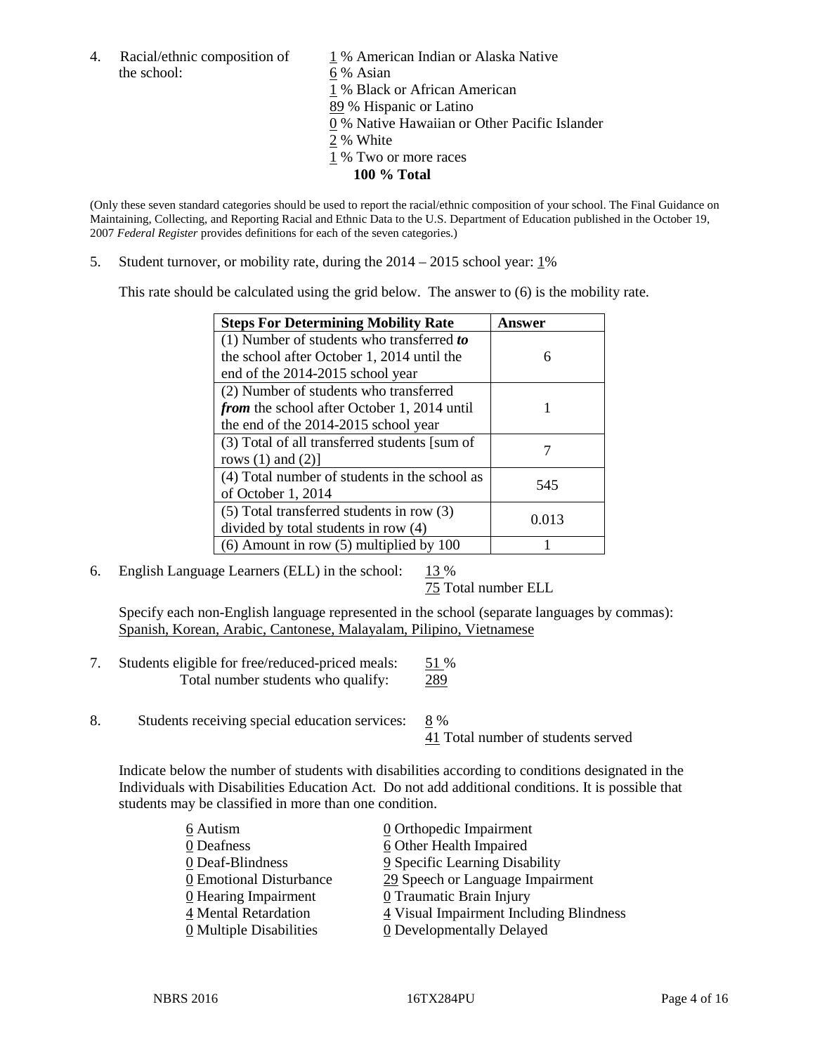4. Racial/ethnic composition of the school:

   1 % American Indian or Alaska Native
   6 % Asian
   1 % Black or African American
   89 % Hispanic or Latino
   0 % Native Hawaiian or Other Pacific Islander
   2 % White
   1 % Two or more races
   **100 % Total**

(Only these seven standard categories should be used to report the racial/ethnic composition of your school. The Final Guidance on Maintaining, Collecting, and Reporting Racial and Ethnic Data to the U.S. Department of Education published in the October 19, 2007 *Federal Register* provides definitions for each of the seven categories.)

5. Student turnover, or mobility rate, during the 2014 – 2015 school year: 1%

   This rate should be calculated using the grid below. The answer to (6) is the mobility rate.

| **Steps For Determining Mobility Rate** | **Answer** |
|---|---|
| (1) Number of students who transferred ***to*** the school after October 1, 2014 until the end of the 2014-2015 school year | 6 |
| (2) Number of students who transferred ***from*** the school after October 1, 2014 until the end of the 2014-2015 school year | 1 |
| (3) Total of all transferred students [sum of rows (1) and (2)] | 7 |
| (4) Total number of students in the school as of October 1, 2014 | 545 |
| (5) Total transferred students in row (3) divided by total students in row (4) | 0.013 |
| (6) Amount in row (5) multiplied by 100 | 1 |

6. English Language Learners (ELL) in the school: 13 %
   75 Total number ELL

   Specify each non-English language represented in the school (separate languages by commas):
   Spanish, Korean, Arabic, Cantonese, Malayalam, Pilipino, Vietnamese

7. Students eligible for free/reduced-priced meals: 51 %
   Total number students who qualify: 289

8. Students receiving special education services: 8 %
   41 Total number of students served

   Indicate below the number of students with disabilities according to conditions designated in the Individuals with Disabilities Education Act. Do not add additional conditions. It is possible that students may be classified in more than one condition.

   6 Autism
   0 Deafness
   0 Deaf-Blindness
   0 Emotional Disturbance
   0 Hearing Impairment
   4 Mental Retardation
   0 Multiple Disabilities
   0 Orthopedic Impairment
   6 Other Health Impaired
   9 Specific Learning Disability
   29 Speech or Language Impairment
   0 Traumatic Brain Injury
   4 Visual Impairment Including Blindness
   0 Developmentally Delayed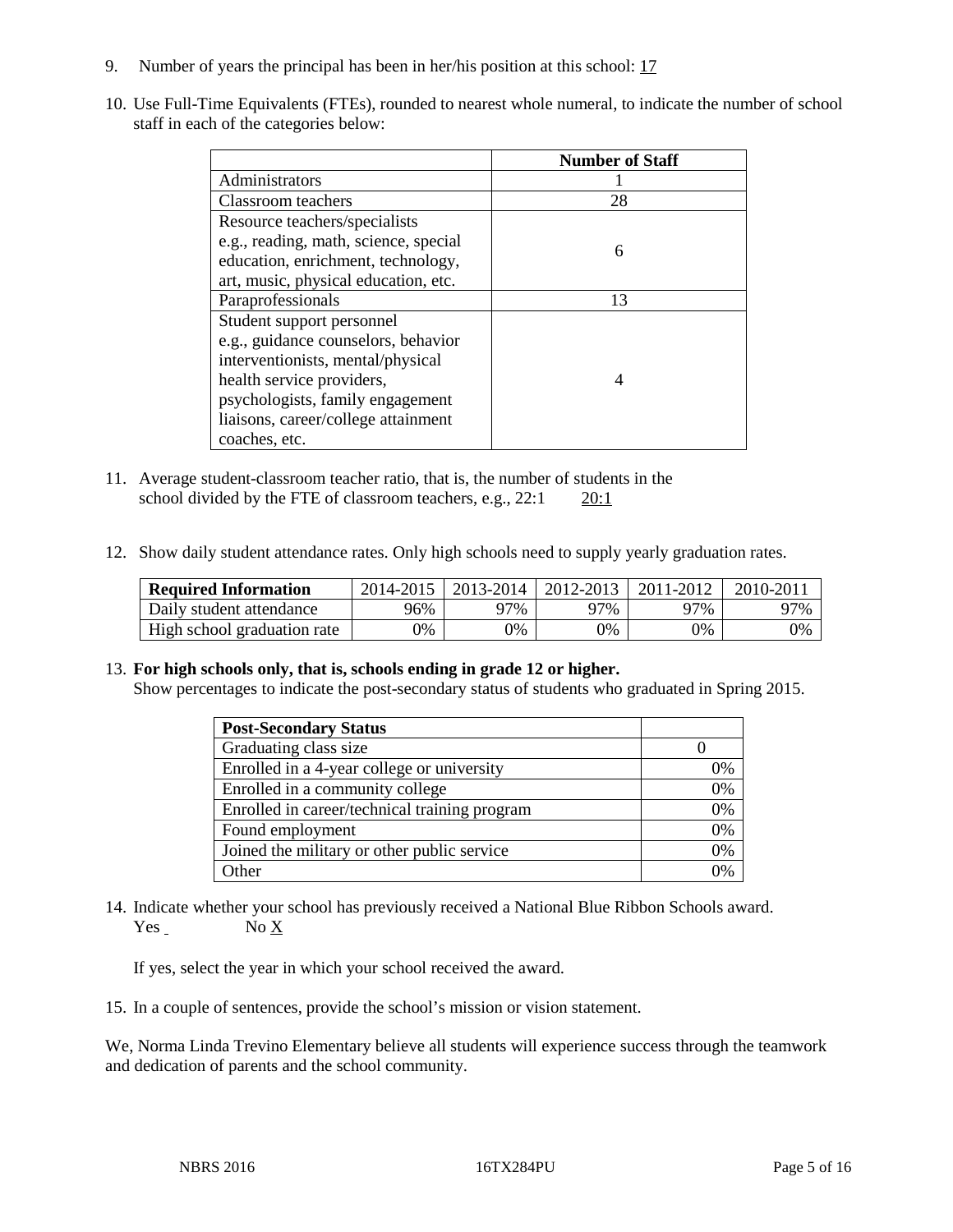9. Number of years the principal has been in her/his position at this school: 17

10. Use Full-Time Equivalents (FTEs), rounded to nearest whole numeral, to indicate the number of school staff in each of the categories below:

| | Number of Staff |
|---|---|
| Administrators | 1 |
| Classroom teachers | 28 |
| Resource teachers/specialists e.g., reading, math, science, special education, enrichment, technology, art, music, physical education, etc. | 6 |
| Paraprofessionals | 13 |
| Student support personnel e.g., guidance counselors, behavior interventionists, mental/physical health service providers, psychologists, family engagement liaisons, career/college attainment coaches, etc. | 4 |

11. Average student-classroom teacher ratio, that is, the number of students in the school divided by the FTE of classroom teachers, e.g., 22:1 20:1

12. Show daily student attendance rates. Only high schools need to supply yearly graduation rates.

| Required Information | 2014-2015 | 2013-2014 | 2012-2013 | 2011-2012 | 2010-2011 |
|---|---|---|---|---|---|
| Daily student attendance | 96% | 97% | 97% | 97% | 97% |
| High school graduation rate | 0% | 0% | 0% | 0% | 0% |

13. **For high schools only, that is, schools ending in grade 12 or higher.**
Show percentages to indicate the post-secondary status of students who graduated in Spring 2015.

| Post-Secondary Status | |
|---|---|
| Graduating class size | 0 |
| Enrolled in a 4-year college or university | 0% |
| Enrolled in a community college | 0% |
| Enrolled in career/technical training program | 0% |
| Found employment | 0% |
| Joined the military or other public service | 0% |
| Other | 0% |

14. Indicate whether your school has previously received a National Blue Ribbon Schools award.
Yes ___ No X

If yes, select the year in which your school received the award.

15. In a couple of sentences, provide the school's mission or vision statement.

We, Norma Linda Trevino Elementary believe all students will experience success through the teamwork and dedication of parents and the school community.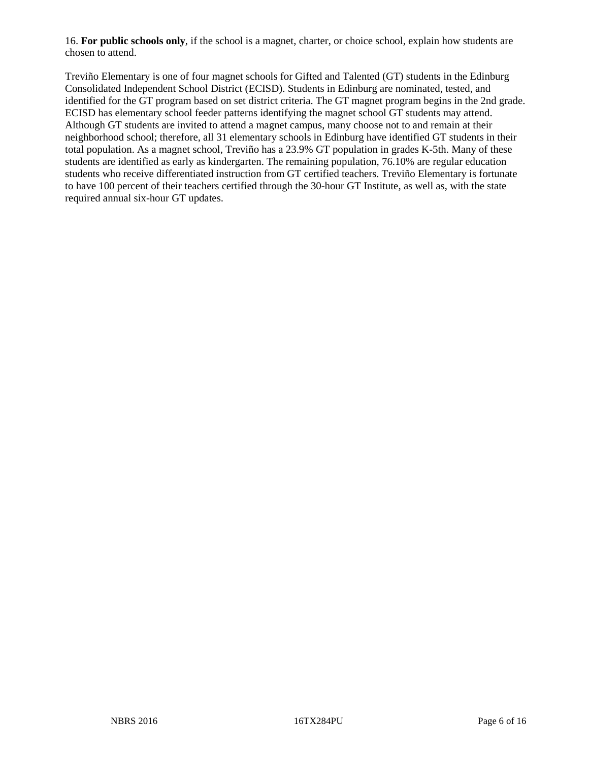16. **For public schools only**, if the school is a magnet, charter, or choice school, explain how students are chosen to attend.

Treviño Elementary is one of four magnet schools for Gifted and Talented (GT) students in the Edinburg Consolidated Independent School District (ECISD). Students in Edinburg are nominated, tested, and identified for the GT program based on set district criteria. The GT magnet program begins in the 2nd grade. ECISD has elementary school feeder patterns identifying the magnet school GT students may attend. Although GT students are invited to attend a magnet campus, many choose not to and remain at their neighborhood school; therefore, all 31 elementary schools in Edinburg have identified GT students in their total population. As a magnet school, Treviño has a 23.9% GT population in grades K-5th. Many of these students are identified as early as kindergarten. The remaining population, 76.10% are regular education students who receive differentiated instruction from GT certified teachers. Treviño Elementary is fortunate to have 100 percent of their teachers certified through the 30-hour GT Institute, as well as, with the state required annual six-hour GT updates.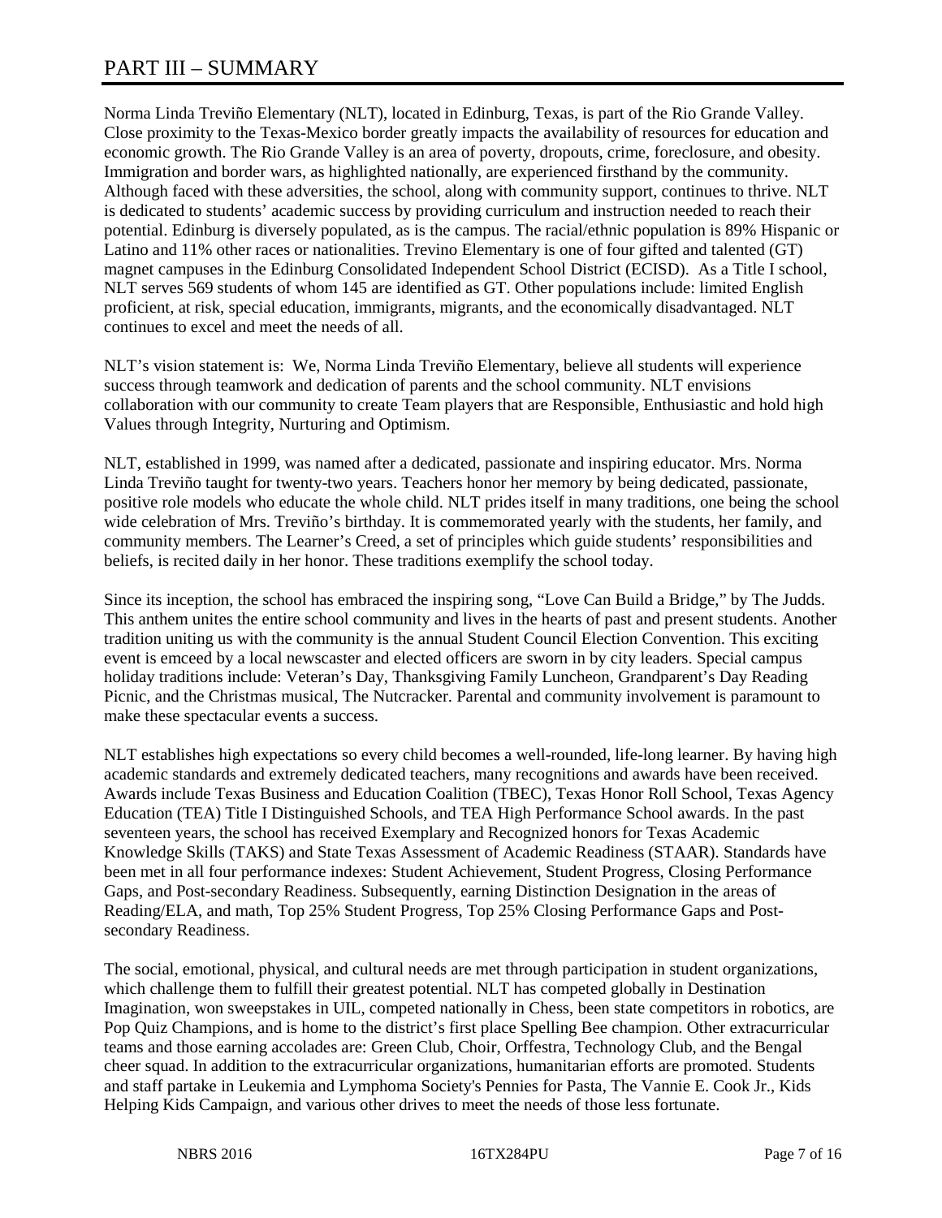# PART III – SUMMARY

Norma Linda Treviño Elementary (NLT), located in Edinburg, Texas, is part of the Rio Grande Valley. Close proximity to the Texas-Mexico border greatly impacts the availability of resources for education and economic growth. The Rio Grande Valley is an area of poverty, dropouts, crime, foreclosure, and obesity. Immigration and border wars, as highlighted nationally, are experienced firsthand by the community. Although faced with these adversities, the school, along with community support, continues to thrive. NLT is dedicated to students' academic success by providing curriculum and instruction needed to reach their potential. Edinburg is diversely populated, as is the campus. The racial/ethnic population is 89% Hispanic or Latino and 11% other races or nationalities. Trevino Elementary is one of four gifted and talented (GT) magnet campuses in the Edinburg Consolidated Independent School District (ECISD). As a Title I school, NLT serves 569 students of whom 145 are identified as GT. Other populations include: limited English proficient, at risk, special education, immigrants, migrants, and the economically disadvantaged. NLT continues to excel and meet the needs of all.

NLT's vision statement is: We, Norma Linda Treviño Elementary, believe all students will experience success through teamwork and dedication of parents and the school community. NLT envisions collaboration with our community to create Team players that are Responsible, Enthusiastic and hold high Values through Integrity, Nurturing and Optimism.

NLT, established in 1999, was named after a dedicated, passionate and inspiring educator. Mrs. Norma Linda Treviño taught for twenty-two years. Teachers honor her memory by being dedicated, passionate, positive role models who educate the whole child. NLT prides itself in many traditions, one being the school wide celebration of Mrs. Treviño's birthday. It is commemorated yearly with the students, her family, and community members. The Learner's Creed, a set of principles which guide students' responsibilities and beliefs, is recited daily in her honor. These traditions exemplify the school today.

Since its inception, the school has embraced the inspiring song, "Love Can Build a Bridge," by The Judds. This anthem unites the entire school community and lives in the hearts of past and present students. Another tradition uniting us with the community is the annual Student Council Election Convention. This exciting event is emceed by a local newscaster and elected officers are sworn in by city leaders. Special campus holiday traditions include: Veteran's Day, Thanksgiving Family Luncheon, Grandparent's Day Reading Picnic, and the Christmas musical, The Nutcracker. Parental and community involvement is paramount to make these spectacular events a success.

NLT establishes high expectations so every child becomes a well-rounded, life-long learner. By having high academic standards and extremely dedicated teachers, many recognitions and awards have been received. Awards include Texas Business and Education Coalition (TBEC), Texas Honor Roll School, Texas Agency Education (TEA) Title I Distinguished Schools, and TEA High Performance School awards. In the past seventeen years, the school has received Exemplary and Recognized honors for Texas Academic Knowledge Skills (TAKS) and State Texas Assessment of Academic Readiness (STAAR). Standards have been met in all four performance indexes: Student Achievement, Student Progress, Closing Performance Gaps, and Post-secondary Readiness. Subsequently, earning Distinction Designation in the areas of Reading/ELA, and math, Top 25% Student Progress, Top 25% Closing Performance Gaps and Post-secondary Readiness.

The social, emotional, physical, and cultural needs are met through participation in student organizations, which challenge them to fulfill their greatest potential. NLT has competed globally in Destination Imagination, won sweepstakes in UIL, competed nationally in Chess, been state competitors in robotics, are Pop Quiz Champions, and is home to the district's first place Spelling Bee champion. Other extracurricular teams and those earning accolades are: Green Club, Choir, Orffestra, Technology Club, and the Bengal cheer squad. In addition to the extracurricular organizations, humanitarian efforts are promoted. Students and staff partake in Leukemia and Lymphoma Society's Pennies for Pasta, The Vannie E. Cook Jr., Kids Helping Kids Campaign, and various other drives to meet the needs of those less fortunate.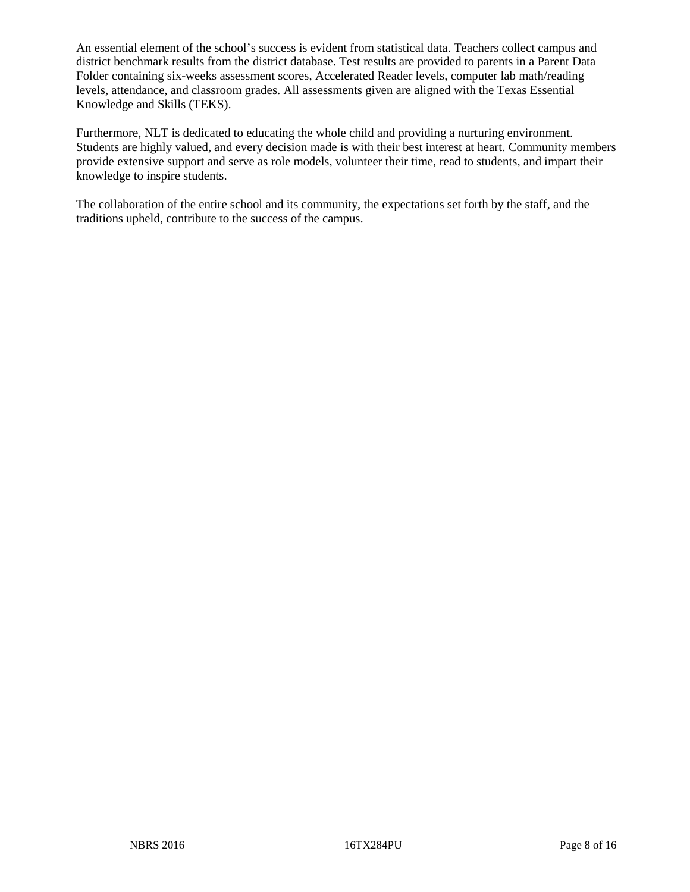An essential element of the school's success is evident from statistical data. Teachers collect campus and district benchmark results from the district database. Test results are provided to parents in a Parent Data Folder containing six-weeks assessment scores, Accelerated Reader levels, computer lab math/reading levels, attendance, and classroom grades. All assessments given are aligned with the Texas Essential Knowledge and Skills (TEKS).

Furthermore, NLT is dedicated to educating the whole child and providing a nurturing environment. Students are highly valued, and every decision made is with their best interest at heart. Community members provide extensive support and serve as role models, volunteer their time, read to students, and impart their knowledge to inspire students.

The collaboration of the entire school and its community, the expectations set forth by the staff, and the traditions upheld, contribute to the success of the campus.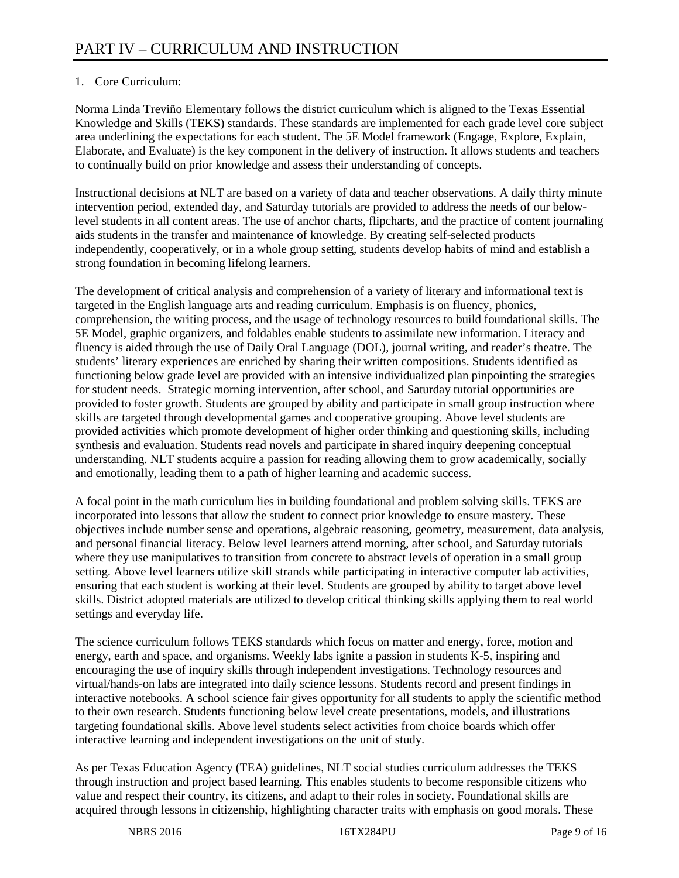# PART IV – CURRICULUM AND INSTRUCTION

1. Core Curriculum:

Norma Linda Treviño Elementary follows the district curriculum which is aligned to the Texas Essential Knowledge and Skills (TEKS) standards. These standards are implemented for each grade level core subject area underlining the expectations for each student. The 5E Model framework (Engage, Explore, Explain, Elaborate, and Evaluate) is the key component in the delivery of instruction. It allows students and teachers to continually build on prior knowledge and assess their understanding of concepts.

Instructional decisions at NLT are based on a variety of data and teacher observations. A daily thirty minute intervention period, extended day, and Saturday tutorials are provided to address the needs of our below-level students in all content areas. The use of anchor charts, flipcharts, and the practice of content journaling aids students in the transfer and maintenance of knowledge. By creating self-selected products independently, cooperatively, or in a whole group setting, students develop habits of mind and establish a strong foundation in becoming lifelong learners.

The development of critical analysis and comprehension of a variety of literary and informational text is targeted in the English language arts and reading curriculum. Emphasis is on fluency, phonics, comprehension, the writing process, and the usage of technology resources to build foundational skills. The 5E Model, graphic organizers, and foldables enable students to assimilate new information. Literacy and fluency is aided through the use of Daily Oral Language (DOL), journal writing, and reader's theatre. The students' literary experiences are enriched by sharing their written compositions. Students identified as functioning below grade level are provided with an intensive individualized plan pinpointing the strategies for student needs. Strategic morning intervention, after school, and Saturday tutorial opportunities are provided to foster growth. Students are grouped by ability and participate in small group instruction where skills are targeted through developmental games and cooperative grouping. Above level students are provided activities which promote development of higher order thinking and questioning skills, including synthesis and evaluation. Students read novels and participate in shared inquiry deepening conceptual understanding. NLT students acquire a passion for reading allowing them to grow academically, socially and emotionally, leading them to a path of higher learning and academic success.

A focal point in the math curriculum lies in building foundational and problem solving skills. TEKS are incorporated into lessons that allow the student to connect prior knowledge to ensure mastery. These objectives include number sense and operations, algebraic reasoning, geometry, measurement, data analysis, and personal financial literacy. Below level learners attend morning, after school, and Saturday tutorials where they use manipulatives to transition from concrete to abstract levels of operation in a small group setting. Above level learners utilize skill strands while participating in interactive computer lab activities, ensuring that each student is working at their level. Students are grouped by ability to target above level skills. District adopted materials are utilized to develop critical thinking skills applying them to real world settings and everyday life.

The science curriculum follows TEKS standards which focus on matter and energy, force, motion and energy, earth and space, and organisms. Weekly labs ignite a passion in students K-5, inspiring and encouraging the use of inquiry skills through independent investigations. Technology resources and virtual/hands-on labs are integrated into daily science lessons. Students record and present findings in interactive notebooks. A school science fair gives opportunity for all students to apply the scientific method to their own research. Students functioning below level create presentations, models, and illustrations targeting foundational skills. Above level students select activities from choice boards which offer interactive learning and independent investigations on the unit of study.

As per Texas Education Agency (TEA) guidelines, NLT social studies curriculum addresses the TEKS through instruction and project based learning. This enables students to become responsible citizens who value and respect their country, its citizens, and adapt to their roles in society. Foundational skills are acquired through lessons in citizenship, highlighting character traits with emphasis on good morals. These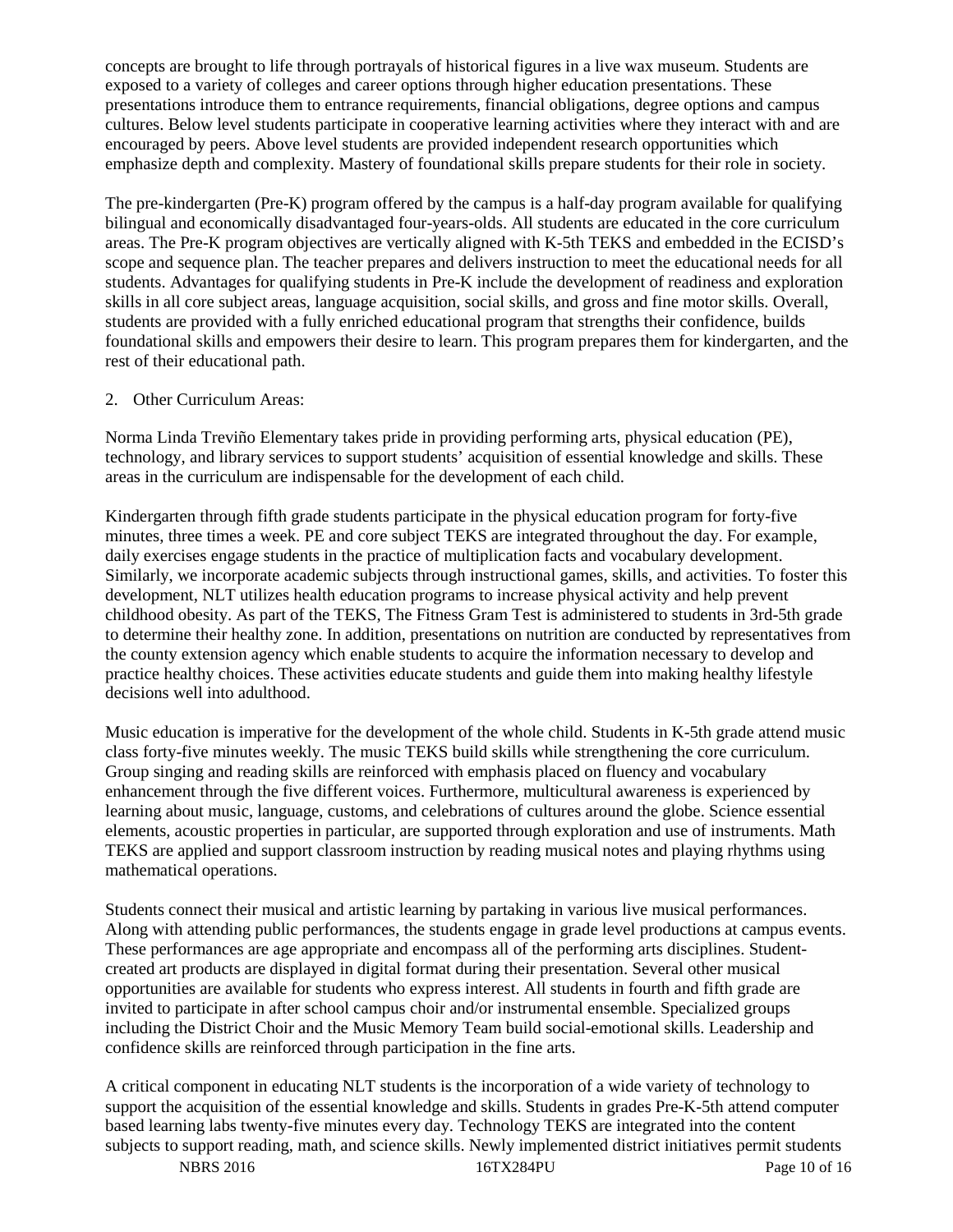concepts are brought to life through portrayals of historical figures in a live wax museum. Students are exposed to a variety of colleges and career options through higher education presentations. These presentations introduce them to entrance requirements, financial obligations, degree options and campus cultures. Below level students participate in cooperative learning activities where they interact with and are encouraged by peers. Above level students are provided independent research opportunities which emphasize depth and complexity. Mastery of foundational skills prepare students for their role in society.

The pre-kindergarten (Pre-K) program offered by the campus is a half-day program available for qualifying bilingual and economically disadvantaged four-years-olds. All students are educated in the core curriculum areas. The Pre-K program objectives are vertically aligned with K-5th TEKS and embedded in the ECISD's scope and sequence plan. The teacher prepares and delivers instruction to meet the educational needs for all students. Advantages for qualifying students in Pre-K include the development of readiness and exploration skills in all core subject areas, language acquisition, social skills, and gross and fine motor skills. Overall, students are provided with a fully enriched educational program that strengths their confidence, builds foundational skills and empowers their desire to learn. This program prepares them for kindergarten, and the rest of their educational path.

2. Other Curriculum Areas:

Norma Linda Treviño Elementary takes pride in providing performing arts, physical education (PE), technology, and library services to support students' acquisition of essential knowledge and skills. These areas in the curriculum are indispensable for the development of each child.

Kindergarten through fifth grade students participate in the physical education program for forty-five minutes, three times a week. PE and core subject TEKS are integrated throughout the day. For example, daily exercises engage students in the practice of multiplication facts and vocabulary development. Similarly, we incorporate academic subjects through instructional games, skills, and activities. To foster this development, NLT utilizes health education programs to increase physical activity and help prevent childhood obesity. As part of the TEKS, The Fitness Gram Test is administered to students in 3rd-5th grade to determine their healthy zone. In addition, presentations on nutrition are conducted by representatives from the county extension agency which enable students to acquire the information necessary to develop and practice healthy choices. These activities educate students and guide them into making healthy lifestyle decisions well into adulthood.

Music education is imperative for the development of the whole child. Students in K-5th grade attend music class forty-five minutes weekly. The music TEKS build skills while strengthening the core curriculum. Group singing and reading skills are reinforced with emphasis placed on fluency and vocabulary enhancement through the five different voices. Furthermore, multicultural awareness is experienced by learning about music, language, customs, and celebrations of cultures around the globe. Science essential elements, acoustic properties in particular, are supported through exploration and use of instruments. Math TEKS are applied and support classroom instruction by reading musical notes and playing rhythms using mathematical operations.

Students connect their musical and artistic learning by partaking in various live musical performances. Along with attending public performances, the students engage in grade level productions at campus events. These performances are age appropriate and encompass all of the performing arts disciplines. Student-created art products are displayed in digital format during their presentation. Several other musical opportunities are available for students who express interest. All students in fourth and fifth grade are invited to participate in after school campus choir and/or instrumental ensemble. Specialized groups including the District Choir and the Music Memory Team build social-emotional skills. Leadership and confidence skills are reinforced through participation in the fine arts.

A critical component in educating NLT students is the incorporation of a wide variety of technology to support the acquisition of the essential knowledge and skills. Students in grades Pre-K-5th attend computer based learning labs twenty-five minutes every day. Technology TEKS are integrated into the content subjects to support reading, math, and science skills. Newly implemented district initiatives permit students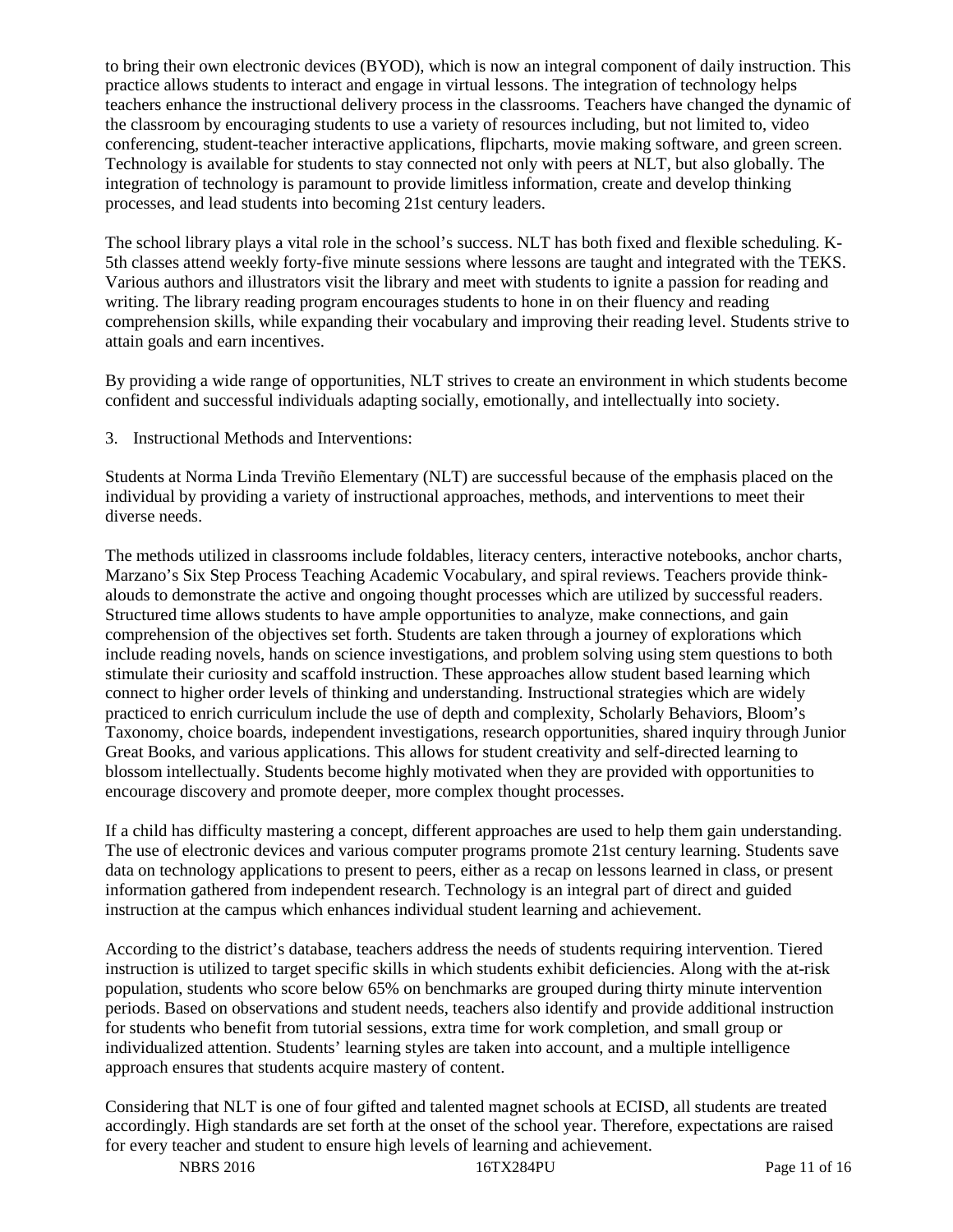to bring their own electronic devices (BYOD), which is now an integral component of daily instruction. This practice allows students to interact and engage in virtual lessons. The integration of technology helps teachers enhance the instructional delivery process in the classrooms. Teachers have changed the dynamic of the classroom by encouraging students to use a variety of resources including, but not limited to, video conferencing, student-teacher interactive applications, flipcharts, movie making software, and green screen. Technology is available for students to stay connected not only with peers at NLT, but also globally. The integration of technology is paramount to provide limitless information, create and develop thinking processes, and lead students into becoming 21st century leaders.

The school library plays a vital role in the school's success. NLT has both fixed and flexible scheduling. K-5th classes attend weekly forty-five minute sessions where lessons are taught and integrated with the TEKS. Various authors and illustrators visit the library and meet with students to ignite a passion for reading and writing. The library reading program encourages students to hone in on their fluency and reading comprehension skills, while expanding their vocabulary and improving their reading level. Students strive to attain goals and earn incentives.

By providing a wide range of opportunities, NLT strives to create an environment in which students become confident and successful individuals adapting socially, emotionally, and intellectually into society.

3. Instructional Methods and Interventions:

Students at Norma Linda Treviño Elementary (NLT) are successful because of the emphasis placed on the individual by providing a variety of instructional approaches, methods, and interventions to meet their diverse needs.

The methods utilized in classrooms include foldables, literacy centers, interactive notebooks, anchor charts, Marzano's Six Step Process Teaching Academic Vocabulary, and spiral reviews. Teachers provide think-alouds to demonstrate the active and ongoing thought processes which are utilized by successful readers. Structured time allows students to have ample opportunities to analyze, make connections, and gain comprehension of the objectives set forth. Students are taken through a journey of explorations which include reading novels, hands on science investigations, and problem solving using stem questions to both stimulate their curiosity and scaffold instruction. These approaches allow student based learning which connect to higher order levels of thinking and understanding. Instructional strategies which are widely practiced to enrich curriculum include the use of depth and complexity, Scholarly Behaviors, Bloom's Taxonomy, choice boards, independent investigations, research opportunities, shared inquiry through Junior Great Books, and various applications. This allows for student creativity and self-directed learning to blossom intellectually. Students become highly motivated when they are provided with opportunities to encourage discovery and promote deeper, more complex thought processes.

If a child has difficulty mastering a concept, different approaches are used to help them gain understanding. The use of electronic devices and various computer programs promote 21st century learning. Students save data on technology applications to present to peers, either as a recap on lessons learned in class, or present information gathered from independent research. Technology is an integral part of direct and guided instruction at the campus which enhances individual student learning and achievement.

According to the district's database, teachers address the needs of students requiring intervention. Tiered instruction is utilized to target specific skills in which students exhibit deficiencies. Along with the at-risk population, students who score below 65% on benchmarks are grouped during thirty minute intervention periods. Based on observations and student needs, teachers also identify and provide additional instruction for students who benefit from tutorial sessions, extra time for work completion, and small group or individualized attention. Students' learning styles are taken into account, and a multiple intelligence approach ensures that students acquire mastery of content.

Considering that NLT is one of four gifted and talented magnet schools at ECISD, all students are treated accordingly. High standards are set forth at the onset of the school year. Therefore, expectations are raised for every teacher and student to ensure high levels of learning and achievement.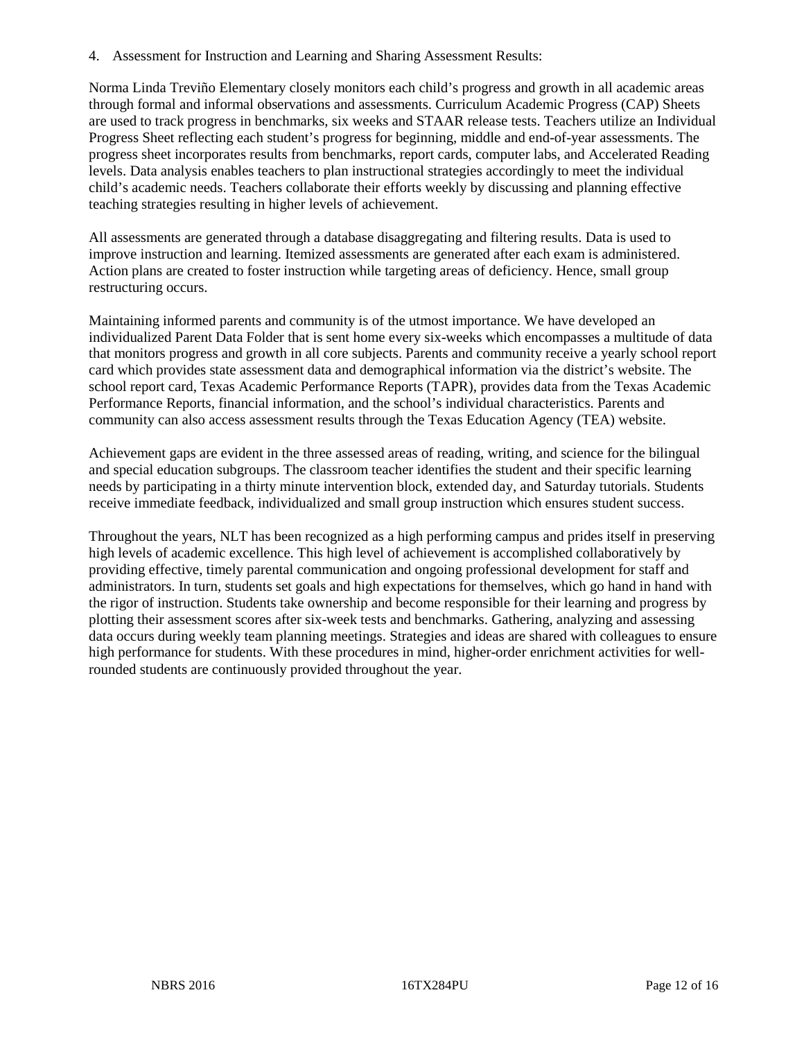4. Assessment for Instruction and Learning and Sharing Assessment Results:

Norma Linda Treviño Elementary closely monitors each child's progress and growth in all academic areas through formal and informal observations and assessments. Curriculum Academic Progress (CAP) Sheets are used to track progress in benchmarks, six weeks and STAAR release tests. Teachers utilize an Individual Progress Sheet reflecting each student's progress for beginning, middle and end-of-year assessments. The progress sheet incorporates results from benchmarks, report cards, computer labs, and Accelerated Reading levels. Data analysis enables teachers to plan instructional strategies accordingly to meet the individual child's academic needs. Teachers collaborate their efforts weekly by discussing and planning effective teaching strategies resulting in higher levels of achievement.

All assessments are generated through a database disaggregating and filtering results. Data is used to improve instruction and learning. Itemized assessments are generated after each exam is administered. Action plans are created to foster instruction while targeting areas of deficiency. Hence, small group restructuring occurs.

Maintaining informed parents and community is of the utmost importance. We have developed an individualized Parent Data Folder that is sent home every six-weeks which encompasses a multitude of data that monitors progress and growth in all core subjects. Parents and community receive a yearly school report card which provides state assessment data and demographical information via the district's website. The school report card, Texas Academic Performance Reports (TAPR), provides data from the Texas Academic Performance Reports, financial information, and the school's individual characteristics. Parents and community can also access assessment results through the Texas Education Agency (TEA) website.

Achievement gaps are evident in the three assessed areas of reading, writing, and science for the bilingual and special education subgroups. The classroom teacher identifies the student and their specific learning needs by participating in a thirty minute intervention block, extended day, and Saturday tutorials. Students receive immediate feedback, individualized and small group instruction which ensures student success.

Throughout the years, NLT has been recognized as a high performing campus and prides itself in preserving high levels of academic excellence. This high level of achievement is accomplished collaboratively by providing effective, timely parental communication and ongoing professional development for staff and administrators. In turn, students set goals and high expectations for themselves, which go hand in hand with the rigor of instruction. Students take ownership and become responsible for their learning and progress by plotting their assessment scores after six-week tests and benchmarks. Gathering, analyzing and assessing data occurs during weekly team planning meetings. Strategies and ideas are shared with colleagues to ensure high performance for students. With these procedures in mind, higher-order enrichment activities for well-rounded students are continuously provided throughout the year.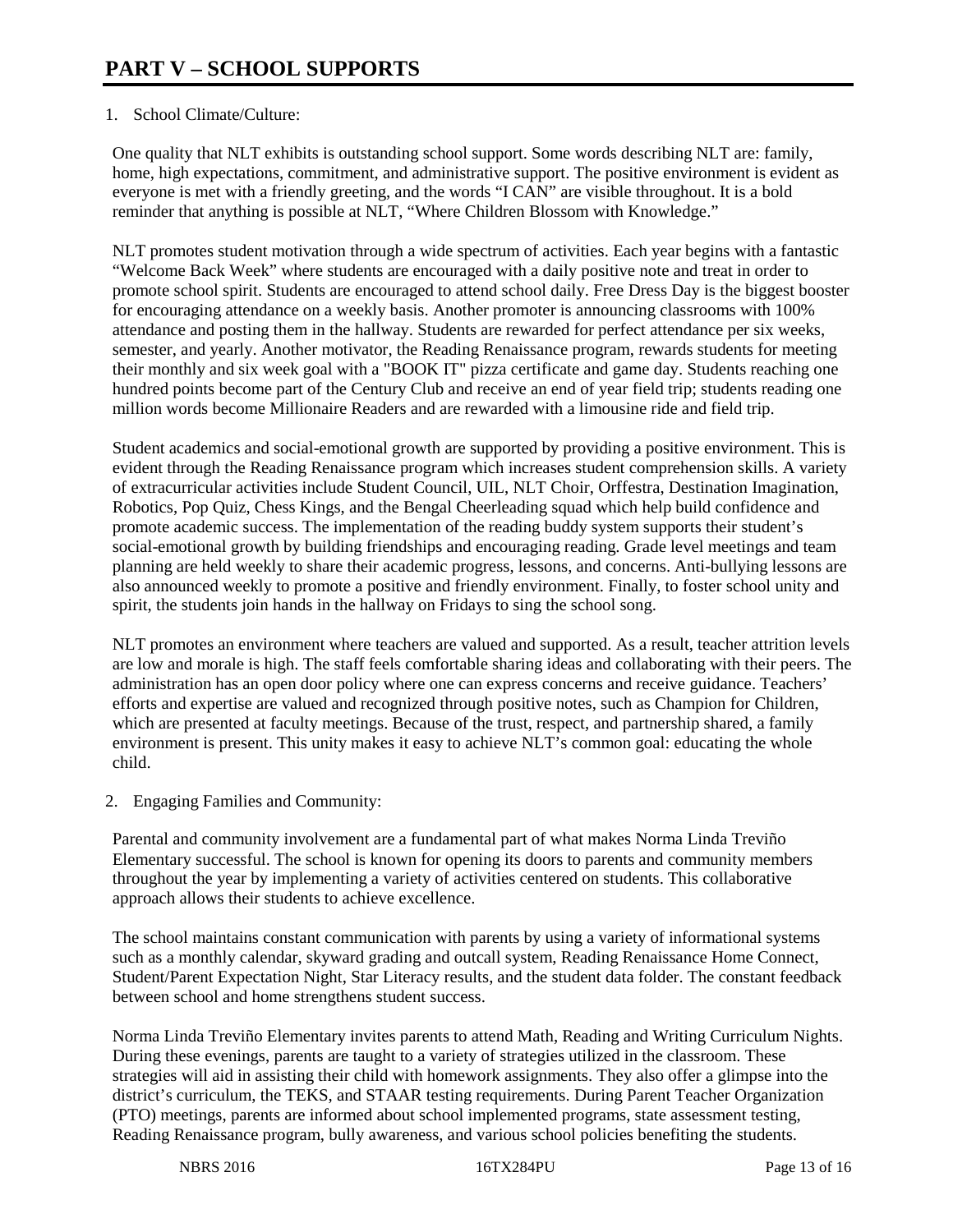# PART V – SCHOOL SUPPORTS

1. School Climate/Culture:

One quality that NLT exhibits is outstanding school support. Some words describing NLT are: family, home, high expectations, commitment, and administrative support. The positive environment is evident as everyone is met with a friendly greeting, and the words "I CAN" are visible throughout. It is a bold reminder that anything is possible at NLT, "Where Children Blossom with Knowledge."

NLT promotes student motivation through a wide spectrum of activities. Each year begins with a fantastic "Welcome Back Week" where students are encouraged with a daily positive note and treat in order to promote school spirit. Students are encouraged to attend school daily. Free Dress Day is the biggest booster for encouraging attendance on a weekly basis. Another promoter is announcing classrooms with 100% attendance and posting them in the hallway. Students are rewarded for perfect attendance per six weeks, semester, and yearly. Another motivator, the Reading Renaissance program, rewards students for meeting their monthly and six week goal with a "BOOK IT" pizza certificate and game day. Students reaching one hundred points become part of the Century Club and receive an end of year field trip; students reading one million words become Millionaire Readers and are rewarded with a limousine ride and field trip.

Student academics and social-emotional growth are supported by providing a positive environment. This is evident through the Reading Renaissance program which increases student comprehension skills. A variety of extracurricular activities include Student Council, UIL, NLT Choir, Orffestra, Destination Imagination, Robotics, Pop Quiz, Chess Kings, and the Bengal Cheerleading squad which help build confidence and promote academic success. The implementation of the reading buddy system supports their student's social-emotional growth by building friendships and encouraging reading. Grade level meetings and team planning are held weekly to share their academic progress, lessons, and concerns. Anti-bullying lessons are also announced weekly to promote a positive and friendly environment. Finally, to foster school unity and spirit, the students join hands in the hallway on Fridays to sing the school song.

NLT promotes an environment where teachers are valued and supported. As a result, teacher attrition levels are low and morale is high. The staff feels comfortable sharing ideas and collaborating with their peers. The administration has an open door policy where one can express concerns and receive guidance. Teachers' efforts and expertise are valued and recognized through positive notes, such as Champion for Children, which are presented at faculty meetings. Because of the trust, respect, and partnership shared, a family environment is present. This unity makes it easy to achieve NLT's common goal: educating the whole child.

2. Engaging Families and Community:

Parental and community involvement are a fundamental part of what makes Norma Linda Treviño Elementary successful. The school is known for opening its doors to parents and community members throughout the year by implementing a variety of activities centered on students. This collaborative approach allows their students to achieve excellence.

The school maintains constant communication with parents by using a variety of informational systems such as a monthly calendar, skyward grading and outcall system, Reading Renaissance Home Connect, Student/Parent Expectation Night, Star Literacy results, and the student data folder. The constant feedback between school and home strengthens student success.

Norma Linda Treviño Elementary invites parents to attend Math, Reading and Writing Curriculum Nights. During these evenings, parents are taught to a variety of strategies utilized in the classroom. These strategies will aid in assisting their child with homework assignments. They also offer a glimpse into the district's curriculum, the TEKS, and STAAR testing requirements. During Parent Teacher Organization (PTO) meetings, parents are informed about school implemented programs, state assessment testing, Reading Renaissance program, bully awareness, and various school policies benefiting the students.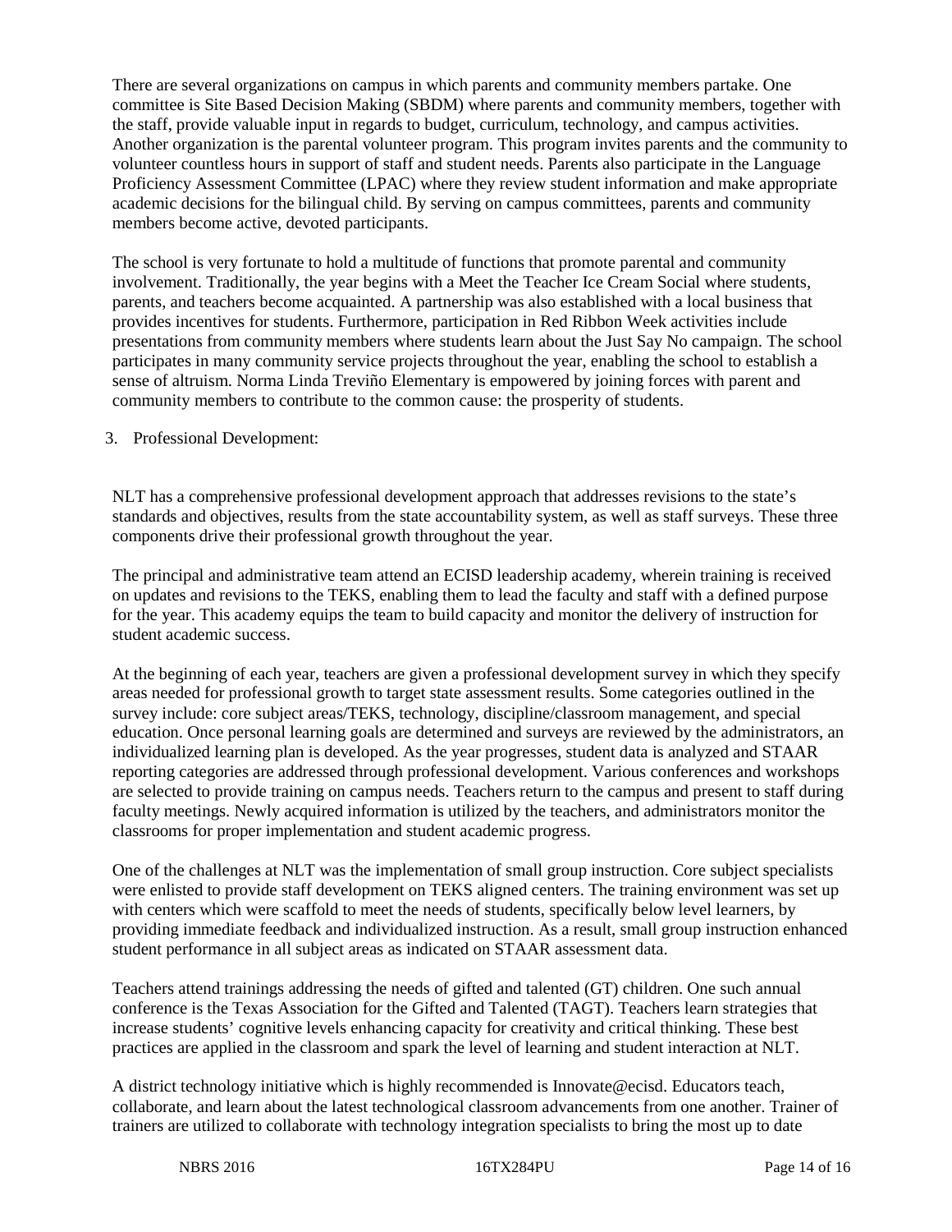There are several organizations on campus in which parents and community members partake. One committee is Site Based Decision Making (SBDM) where parents and community members, together with the staff, provide valuable input in regards to budget, curriculum, technology, and campus activities. Another organization is the parental volunteer program. This program invites parents and the community to volunteer countless hours in support of staff and student needs. Parents also participate in the Language Proficiency Assessment Committee (LPAC) where they review student information and make appropriate academic decisions for the bilingual child. By serving on campus committees, parents and community members become active, devoted participants.

The school is very fortunate to hold a multitude of functions that promote parental and community involvement. Traditionally, the year begins with a Meet the Teacher Ice Cream Social where students, parents, and teachers become acquainted. A partnership was also established with a local business that provides incentives for students. Furthermore, participation in Red Ribbon Week activities include presentations from community members where students learn about the Just Say No campaign. The school participates in many community service projects throughout the year, enabling the school to establish a sense of altruism. Norma Linda Treviño Elementary is empowered by joining forces with parent and community members to contribute to the common cause: the prosperity of students.

3. Professional Development:

NLT has a comprehensive professional development approach that addresses revisions to the state's standards and objectives, results from the state accountability system, as well as staff surveys. These three components drive their professional growth throughout the year.

The principal and administrative team attend an ECISD leadership academy, wherein training is received on updates and revisions to the TEKS, enabling them to lead the faculty and staff with a defined purpose for the year. This academy equips the team to build capacity and monitor the delivery of instruction for student academic success.

At the beginning of each year, teachers are given a professional development survey in which they specify areas needed for professional growth to target state assessment results. Some categories outlined in the survey include: core subject areas/TEKS, technology, discipline/classroom management, and special education. Once personal learning goals are determined and surveys are reviewed by the administrators, an individualized learning plan is developed. As the year progresses, student data is analyzed and STAAR reporting categories are addressed through professional development. Various conferences and workshops are selected to provide training on campus needs. Teachers return to the campus and present to staff during faculty meetings. Newly acquired information is utilized by the teachers, and administrators monitor the classrooms for proper implementation and student academic progress.

One of the challenges at NLT was the implementation of small group instruction. Core subject specialists were enlisted to provide staff development on TEKS aligned centers. The training environment was set up with centers which were scaffold to meet the needs of students, specifically below level learners, by providing immediate feedback and individualized instruction. As a result, small group instruction enhanced student performance in all subject areas as indicated on STAAR assessment data.

Teachers attend trainings addressing the needs of gifted and talented (GT) children. One such annual conference is the Texas Association for the Gifted and Talented (TAGT). Teachers learn strategies that increase students' cognitive levels enhancing capacity for creativity and critical thinking. These best practices are applied in the classroom and spark the level of learning and student interaction at NLT.

A district technology initiative which is highly recommended is Innovate@ecisd. Educators teach, collaborate, and learn about the latest technological classroom advancements from one another. Trainer of trainers are utilized to collaborate with technology integration specialists to bring the most up to date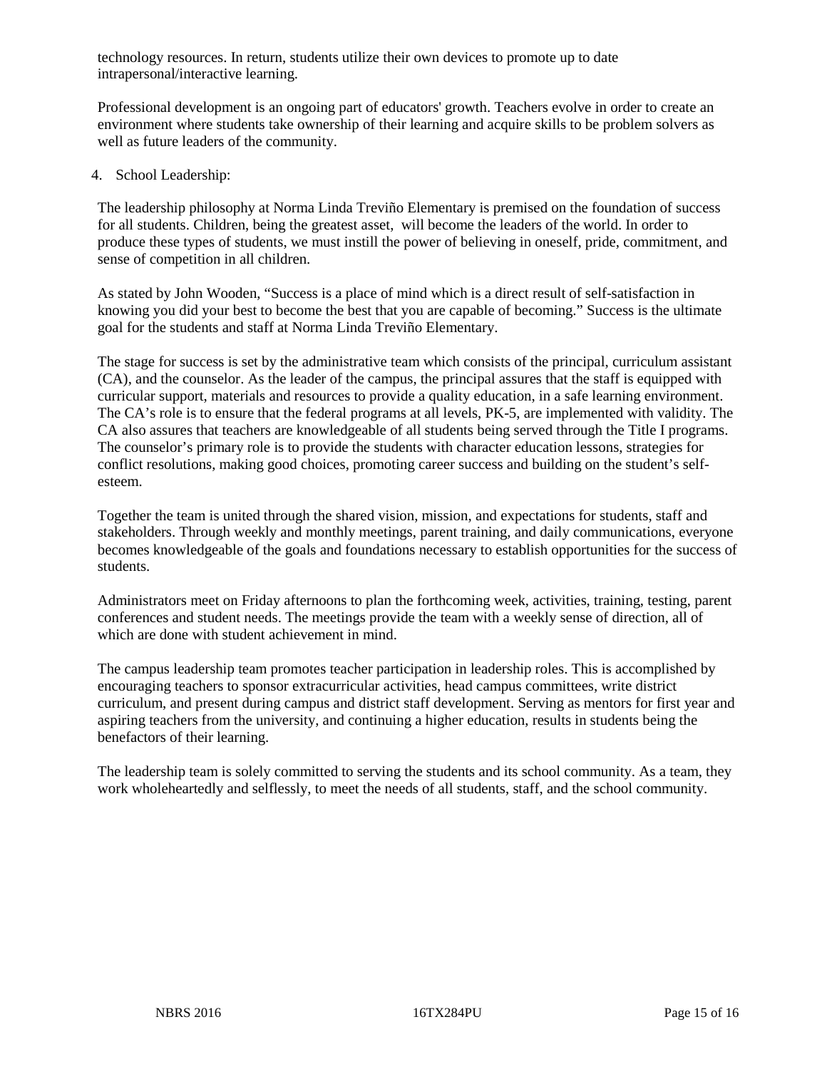technology resources. In return, students utilize their own devices to promote up to date intrapersonal/interactive learning.

Professional development is an ongoing part of educators' growth. Teachers evolve in order to create an environment where students take ownership of their learning and acquire skills to be problem solvers as well as future leaders of the community.

4. School Leadership:

The leadership philosophy at Norma Linda Treviño Elementary is premised on the foundation of success for all students. Children, being the greatest asset, will become the leaders of the world. In order to produce these types of students, we must instill the power of believing in oneself, pride, commitment, and sense of competition in all children.

As stated by John Wooden, "Success is a place of mind which is a direct result of self-satisfaction in knowing you did your best to become the best that you are capable of becoming." Success is the ultimate goal for the students and staff at Norma Linda Treviño Elementary.

The stage for success is set by the administrative team which consists of the principal, curriculum assistant (CA), and the counselor. As the leader of the campus, the principal assures that the staff is equipped with curricular support, materials and resources to provide a quality education, in a safe learning environment. The CA's role is to ensure that the federal programs at all levels, PK-5, are implemented with validity. The CA also assures that teachers are knowledgeable of all students being served through the Title I programs. The counselor's primary role is to provide the students with character education lessons, strategies for conflict resolutions, making good choices, promoting career success and building on the student's self-esteem.

Together the team is united through the shared vision, mission, and expectations for students, staff and stakeholders. Through weekly and monthly meetings, parent training, and daily communications, everyone becomes knowledgeable of the goals and foundations necessary to establish opportunities for the success of students.

Administrators meet on Friday afternoons to plan the forthcoming week, activities, training, testing, parent conferences and student needs. The meetings provide the team with a weekly sense of direction, all of which are done with student achievement in mind.

The campus leadership team promotes teacher participation in leadership roles. This is accomplished by encouraging teachers to sponsor extracurricular activities, head campus committees, write district curriculum, and present during campus and district staff development. Serving as mentors for first year and aspiring teachers from the university, and continuing a higher education, results in students being the benefactors of their learning.

The leadership team is solely committed to serving the students and its school community. As a team, they work wholeheartedly and selflessly, to meet the needs of all students, staff, and the school community.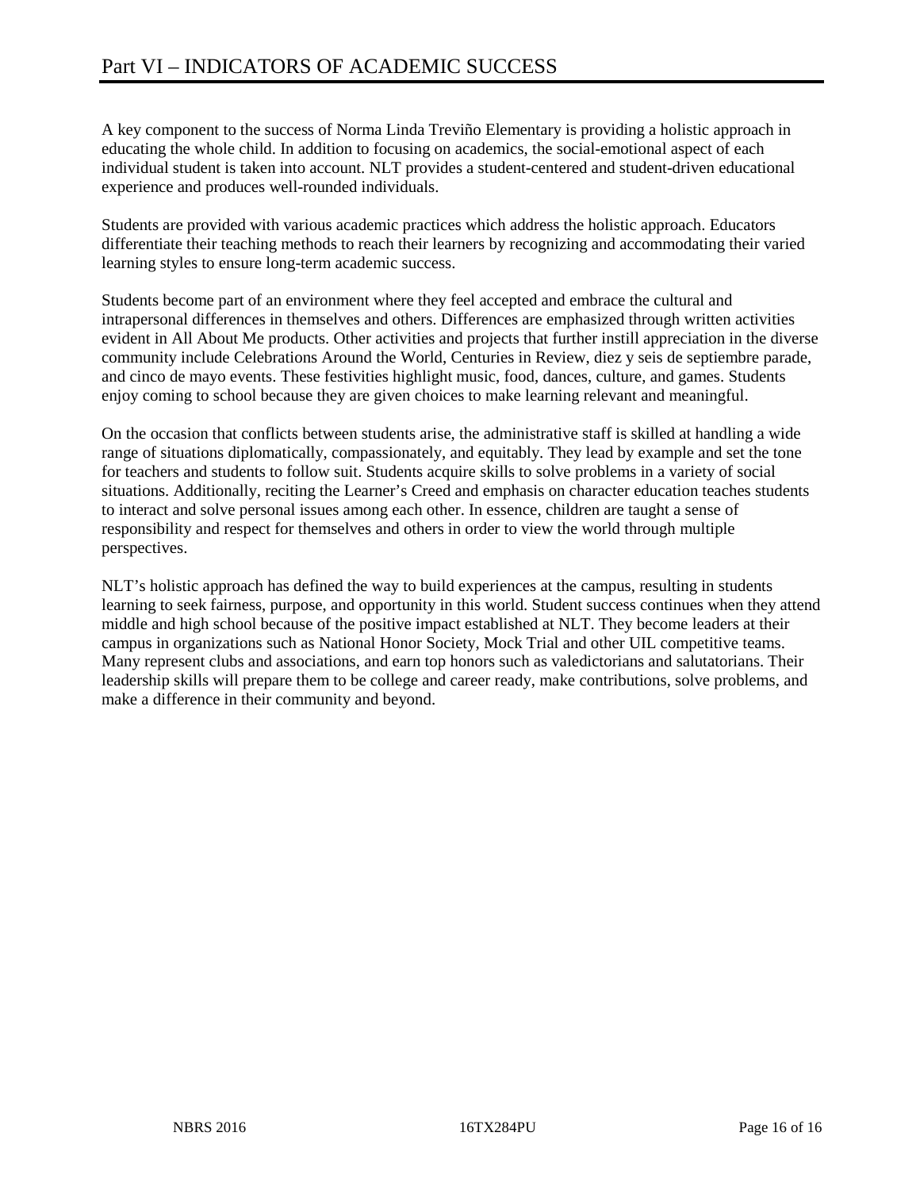# Part VI – INDICATORS OF ACADEMIC SUCCESS

A key component to the success of Norma Linda Treviño Elementary is providing a holistic approach in educating the whole child. In addition to focusing on academics, the social-emotional aspect of each individual student is taken into account. NLT provides a student-centered and student-driven educational experience and produces well-rounded individuals.

Students are provided with various academic practices which address the holistic approach. Educators differentiate their teaching methods to reach their learners by recognizing and accommodating their varied learning styles to ensure long-term academic success.

Students become part of an environment where they feel accepted and embrace the cultural and intrapersonal differences in themselves and others. Differences are emphasized through written activities evident in All About Me products. Other activities and projects that further instill appreciation in the diverse community include Celebrations Around the World, Centuries in Review, diez y seis de septiembre parade, and cinco de mayo events. These festivities highlight music, food, dances, culture, and games. Students enjoy coming to school because they are given choices to make learning relevant and meaningful.

On the occasion that conflicts between students arise, the administrative staff is skilled at handling a wide range of situations diplomatically, compassionately, and equitably. They lead by example and set the tone for teachers and students to follow suit. Students acquire skills to solve problems in a variety of social situations. Additionally, reciting the Learner's Creed and emphasis on character education teaches students to interact and solve personal issues among each other. In essence, children are taught a sense of responsibility and respect for themselves and others in order to view the world through multiple perspectives.

NLT's holistic approach has defined the way to build experiences at the campus, resulting in students learning to seek fairness, purpose, and opportunity in this world. Student success continues when they attend middle and high school because of the positive impact established at NLT. They become leaders at their campus in organizations such as National Honor Society, Mock Trial and other UIL competitive teams. Many represent clubs and associations, and earn top honors such as valedictorians and salutatorians. Their leadership skills will prepare them to be college and career ready, make contributions, solve problems, and make a difference in their community and beyond.